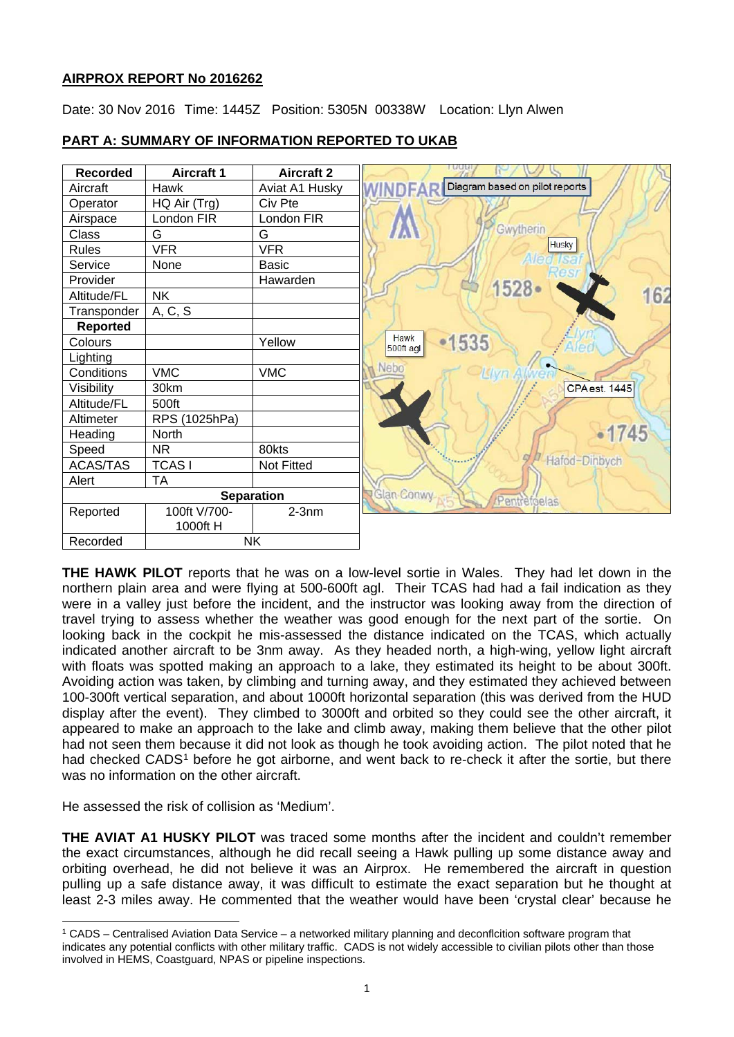**AIRPROX REPORT No 2016262**

Date: 30 Nov 2016 Time: 1445Z Position: 5305N 00338W Location: Llyn Alwen

**PART A: SUMMARY OF INFORMATION REPORTED TO UKAB**

| Recorded | Aircraft 1 | Aircraft 2 |
|---|---|---|
| Aircraft | Hawk | Aviat A1 Husky |
| Operator | HQ Air (Trg) | Civ Pte |
| Airspace | London FIR | London FIR |
| Class | G | G |
| Rules | VFR | VFR |
| Service | None | Basic |
| Provider | | Hawarden |
| Altitude/FL | NK | |
| Transponder | A, C, S | |
| **Reported** | | |
| Colours | | Yellow |
| Lighting | | |
| Conditions | VMC | VMC |
| Visibility | 30km | |
| Altitude/FL | 500ft | |
| Altimeter | RPS (1025hPa) | |
| Heading | North | |
| Speed | NR | 80kts |
| ACAS/TAS | TCAS I | Not Fitted |
| Alert | TA | |
| **Separation** | | |
| Reported | 100ft V/700-1000ft H | 2-3nm |
| Recorded | NK | |

Diagram based on pilot reports

**THE HAWK PILOT** reports that he was on a low-level sortie in Wales. They had let down in the northern plain area and were flying at 500-600ft agl. Their TCAS had had a fail indication as they were in a valley just before the incident, and the instructor was looking away from the direction of travel trying to assess whether the weather was good enough for the next part of the sortie. On looking back in the cockpit he mis-assessed the distance indicated on the TCAS, which actually indicated another aircraft to be 3nm away. As they headed north, a high-wing, yellow light aircraft with floats was spotted making an approach to a lake, they estimated its height to be about 300ft. Avoiding action was taken, by climbing and turning away, and they estimated they achieved between 100-300ft vertical separation, and about 1000ft horizontal separation (this was derived from the HUD display after the event). They climbed to 3000ft and orbited so they could see the other aircraft, it appeared to make an approach to the lake and climb away, making them believe that the other pilot had not seen them because it did not look as though he took avoiding action. The pilot noted that he had checked CADS[1] before he got airborne, and went back to re-check it after the sortie, but there was no information on the other aircraft.

He assessed the risk of collision as 'Medium'.

**THE AVIAT A1 HUSKY PILOT** was traced some months after the incident and couldn't remember the exact circumstances, although he did recall seeing a Hawk pulling up some distance away and orbiting overhead, he did not believe it was an Airprox. He remembered the aircraft in question pulling up a safe distance away, it was difficult to estimate the exact separation but he thought at least 2-3 miles away. He commented that the weather would have been 'crystal clear' because he

[1] CADS – Centralised Aviation Data Service – a networked military planning and deconfliction software program that indicates any potential conflicts with other military traffic. CADS is not widely accessible to civilian pilots other than those involved in HEMS, Coastguard, NPAS or pipeline inspections.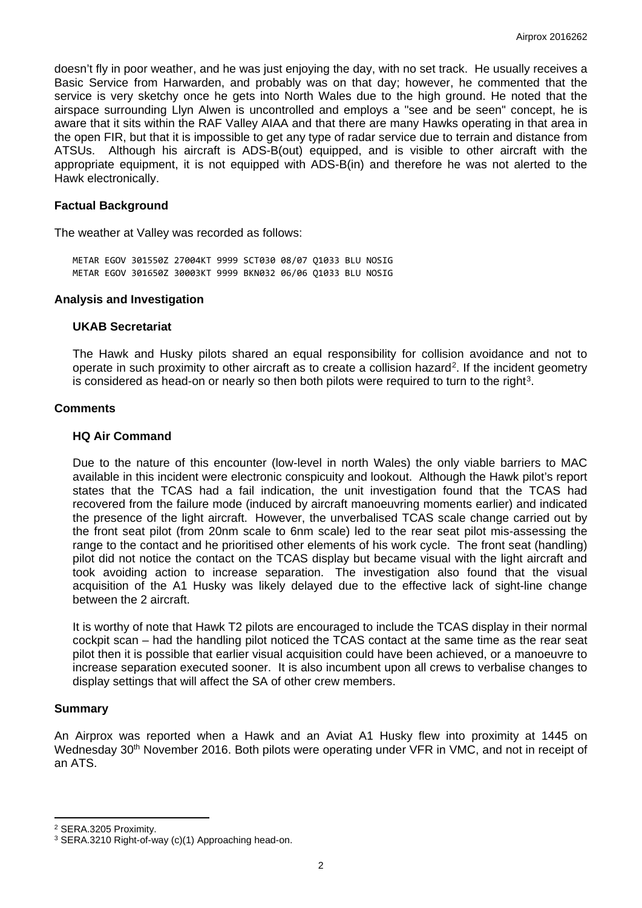doesn't fly in poor weather, and he was just enjoying the day, with no set track. He usually receives a Basic Service from Harwarden, and probably was on that day; however, he commented that the service is very sketchy once he gets into North Wales due to the high ground. He noted that the airspace surrounding Llyn Alwen is uncontrolled and employs a "see and be seen" concept, he is aware that it sits within the RAF Valley AIAA and that there are many Hawks operating in that area in the open FIR, but that it is impossible to get any type of radar service due to terrain and distance from ATSUs. Although his aircraft is ADS-B(out) equipped, and is visible to other aircraft with the appropriate equipment, it is not equipped with ADS-B(in) and therefore he was not alerted to the Hawk electronically.

**Factual Background**

The weather at Valley was recorded as follows:

```
METAR EGOV 301550Z 27004KT 9999 SCT030 08/07 Q1033 BLU NOSIG
METAR EGOV 301650Z 30003KT 9999 BKN032 06/06 Q1033 BLU NOSIG
```

**Analysis and Investigation**

**UKAB Secretariat**

The Hawk and Husky pilots shared an equal responsibility for collision avoidance and not to operate in such proximity to other aircraft as to create a collision hazard[2]. If the incident geometry is considered as head-on or nearly so then both pilots were required to turn to the right[3].

**Comments**

**HQ Air Command**

Due to the nature of this encounter (low-level in north Wales) the only viable barriers to MAC available in this incident were electronic conspicuity and lookout. Although the Hawk pilot's report states that the TCAS had a fail indication, the unit investigation found that the TCAS had recovered from the failure mode (induced by aircraft manoeuvring moments earlier) and indicated the presence of the light aircraft. However, the unverbalised TCAS scale change carried out by the front seat pilot (from 20nm scale to 6nm scale) led to the rear seat pilot mis-assessing the range to the contact and he prioritised other elements of his work cycle. The front seat (handling) pilot did not notice the contact on the TCAS display but became visual with the light aircraft and took avoiding action to increase separation. The investigation also found that the visual acquisition of the A1 Husky was likely delayed due to the effective lack of sight-line change between the 2 aircraft.

It is worthy of note that Hawk T2 pilots are encouraged to include the TCAS display in their normal cockpit scan – had the handling pilot noticed the TCAS contact at the same time as the rear seat pilot then it is possible that earlier visual acquisition could have been achieved, or a manoeuvre to increase separation executed sooner. It is also incumbent upon all crews to verbalise changes to display settings that will affect the SA of other crew members.

**Summary**

An Airprox was reported when a Hawk and an Aviat A1 Husky flew into proximity at 1445 on Wednesday 30th November 2016. Both pilots were operating under VFR in VMC, and not in receipt of an ATS.

---

[2] SERA.3205 Proximity.

[3] SERA.3210 Right-of-way (c)(1) Approaching head-on.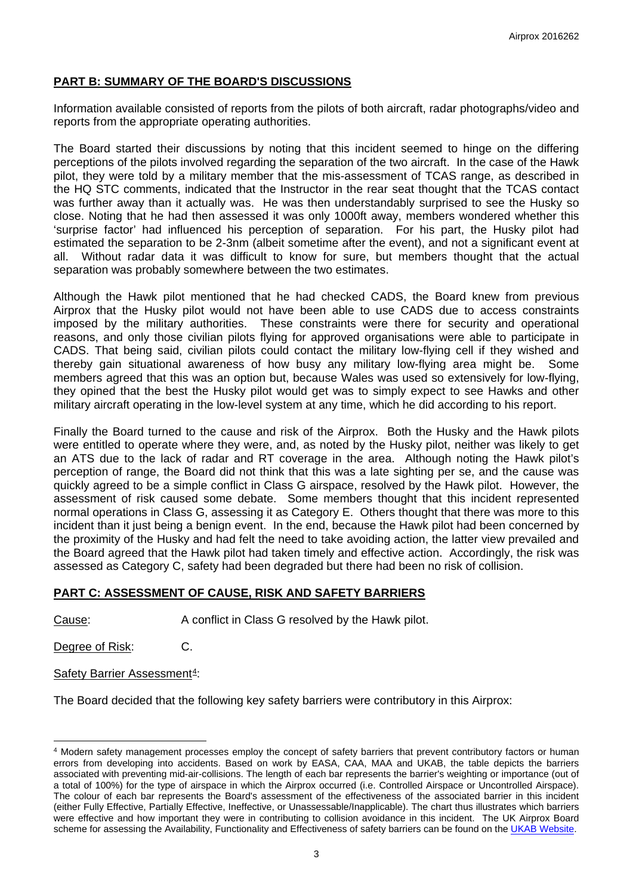## PART B: SUMMARY OF THE BOARD'S DISCUSSIONS

Information available consisted of reports from the pilots of both aircraft, radar photographs/video and reports from the appropriate operating authorities.

The Board started their discussions by noting that this incident seemed to hinge on the differing perceptions of the pilots involved regarding the separation of the two aircraft. In the case of the Hawk pilot, they were told by a military member that the mis-assessment of TCAS range, as described in the HQ STC comments, indicated that the Instructor in the rear seat thought that the TCAS contact was further away than it actually was. He was then understandably surprised to see the Husky so close. Noting that he had then assessed it was only 1000ft away, members wondered whether this 'surprise factor' had influenced his perception of separation. For his part, the Husky pilot had estimated the separation to be 2-3nm (albeit sometime after the event), and not a significant event at all. Without radar data it was difficult to know for sure, but members thought that the actual separation was probably somewhere between the two estimates.

Although the Hawk pilot mentioned that he had checked CADS, the Board knew from previous Airprox that the Husky pilot would not have been able to use CADS due to access constraints imposed by the military authorities. These constraints were there for security and operational reasons, and only those civilian pilots flying for approved organisations were able to participate in CADS. That being said, civilian pilots could contact the military low-flying cell if they wished and thereby gain situational awareness of how busy any military low-flying area might be. Some members agreed that this was an option but, because Wales was used so extensively for low-flying, they opined that the best the Husky pilot would get was to simply expect to see Hawks and other military aircraft operating in the low-level system at any time, which he did according to his report.

Finally the Board turned to the cause and risk of the Airprox. Both the Husky and the Hawk pilots were entitled to operate where they were, and, as noted by the Husky pilot, neither was likely to get an ATS due to the lack of radar and RT coverage in the area. Although noting the Hawk pilot's perception of range, the Board did not think that this was a late sighting per se, and the cause was quickly agreed to be a simple conflict in Class G airspace, resolved by the Hawk pilot. However, the assessment of risk caused some debate. Some members thought that this incident represented normal operations in Class G, assessing it as Category E. Others thought that there was more to this incident than it just being a benign event. In the end, because the Hawk pilot had been concerned by the proximity of the Husky and had felt the need to take avoiding action, the latter view prevailed and the Board agreed that the Hawk pilot had taken timely and effective action. Accordingly, the risk was assessed as Category C, safety had been degraded but there had been no risk of collision.

## PART C: ASSESSMENT OF CAUSE, RISK AND SAFETY BARRIERS

Cause: A conflict in Class G resolved by the Hawk pilot.

Degree of Risk: C.

Safety Barrier Assessment[4]:

The Board decided that the following key safety barriers were contributory in this Airprox:

[4] Modern safety management processes employ the concept of safety barriers that prevent contributory factors or human errors from developing into accidents. Based on work by EASA, CAA, MAA and UKAB, the table depicts the barriers associated with preventing mid-air-collisions. The length of each bar represents the barrier's weighting or importance (out of a total of 100%) for the type of airspace in which the Airprox occurred (i.e. Controlled Airspace or Uncontrolled Airspace). The colour of each bar represents the Board's assessment of the effectiveness of the associated barrier in this incident (either Fully Effective, Partially Effective, Ineffective, or Unassessable/Inapplicable). The chart thus illustrates which barriers were effective and how important they were in contributing to collision avoidance in this incident. The UK Airprox Board scheme for assessing the Availability, Functionality and Effectiveness of safety barriers can be found on the UKAB Website.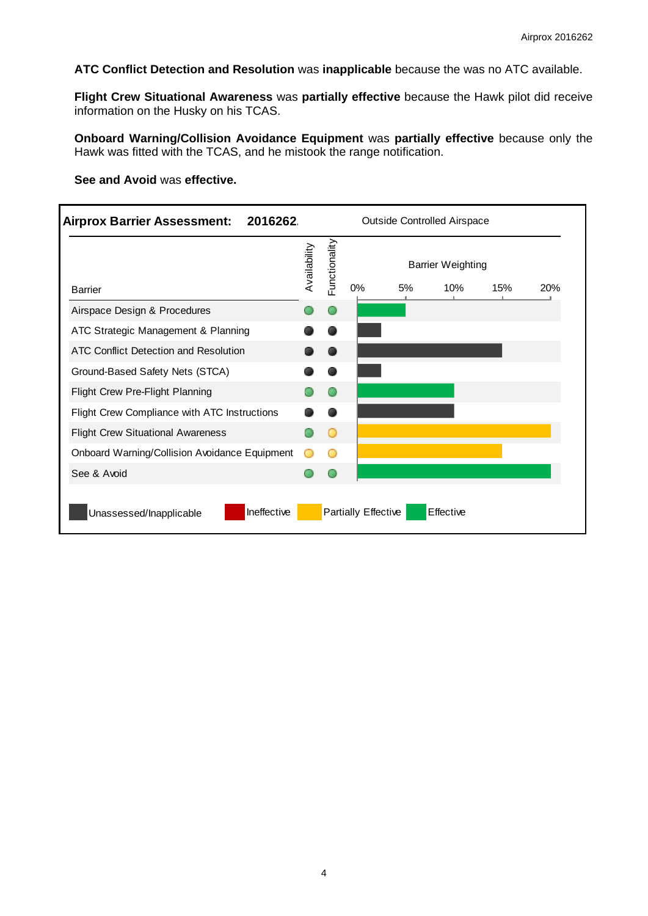**ATC Conflict Detection and Resolution** was **inapplicable** because the was no ATC available.

**Flight Crew Situational Awareness** was **partially effective** because the Hawk pilot did receive information on the Husky on his TCAS.

**Onboard Warning/Collision Avoidance Equipment** was **partially effective** because only the Hawk was fitted with the TCAS, and he mistook the range notification.

**See and Avoid** was **effective.**

**Airprox Barrier Assessment: 2016262**

Outside Controlled Airspace

Barrier

Availability

Functionality

Barrier Weighting

0%
5%
10%
15%
20%

Airspace Design & Procedures

ATC Strategic Management & Planning

ATC Conflict Detection and Resolution

Ground-Based Safety Nets (STCA)

Flight Crew Pre-Flight Planning

Flight Crew Compliance with ATC Instructions

Flight Crew Situational Awareness

Onboard Warning/Collision Avoidance Equipment

See & Avoid

Unassessed/Inapplicable
Ineffective
Partially Effective
Effective